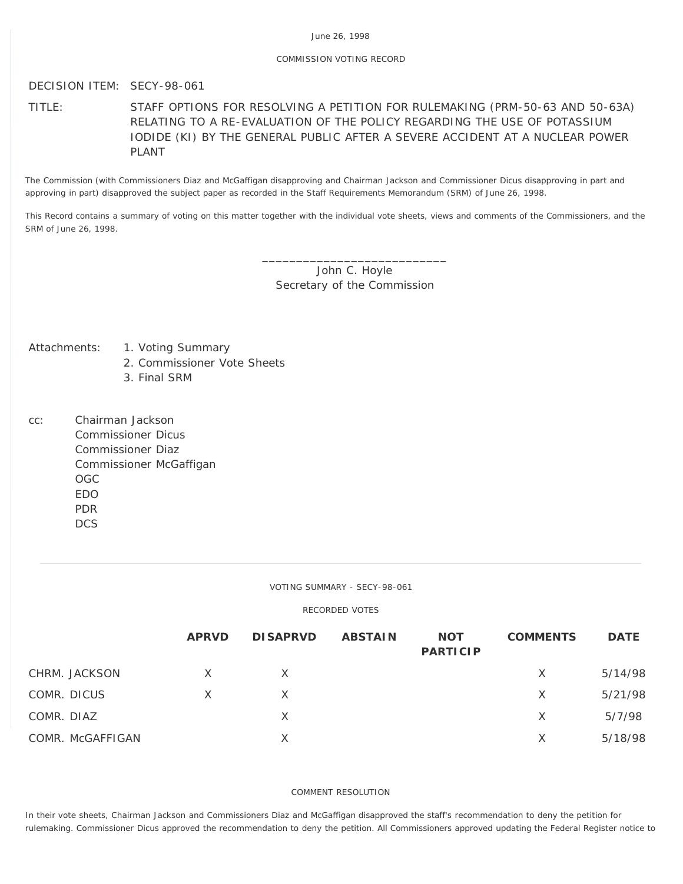June 26, 1998

COMMISSION VOTING RECORD

DECISION ITEM: SECY-98-061

TITLE: STAFF OPTIONS FOR RESOLVING A PETITION FOR RULEMAKING (PRM-50-63 AND 50-63A) RELATING TO A RE-EVALUATION OF THE POLICY REGARDING THE USE OF POTASSIUM IODIDE (KI) BY THE GENERAL PUBLIC AFTER A SEVERE ACCIDENT AT A NUCLEAR POWER PLANT

The Commission (with Commissioners Diaz and McGaffigan disapproving and Chairman Jackson and Commissioner Dicus disapproving in part and approving in part) disapproved the subject paper as recorded in the Staff Requirements Memorandum (SRM) of June 26, 1998.

This Record contains a summary of voting on this matter together with the individual vote sheets, views and comments of the Commissioners, and the SRM of June 26, 1998.

\_\_\_\_\_\_\_\_\_\_\_\_\_\_\_\_\_\_\_\_\_\_\_\_\_\_\_\_
John C. Hoyle
Secretary of the Commission

Attachments:
1. Voting Summary
2. Commissioner Vote Sheets
3. Final SRM

cc:
Chairman Jackson
Commissioner Dicus
Commissioner Diaz
Commissioner McGaffigan
OGC
EDO
PDR
DCS

---

VOTING SUMMARY - SECY-98-061

RECORDED VOTES

| | APRVD | DISAPRVD | ABSTAIN | NOT PARTICIP | COMMENTS | DATE |
|---|---|---|---|---|---|---|
| CHRM. JACKSON | X | X | | | X | 5/14/98 |
| COMR. DICUS | X | X | | | X | 5/21/98 |
| COMR. DIAZ | | X | | | X | 5/7/98 |
| COMR. McGAFFIGAN | | X | | | X | 5/18/98 |

COMMENT RESOLUTION

In their vote sheets, Chairman Jackson and Commissioners Diaz and McGaffigan disapproved the staff's recommendation to deny the petition for rulemaking. Commissioner Dicus approved the recommendation to deny the petition. All Commissioners approved updating the Federal Register notice to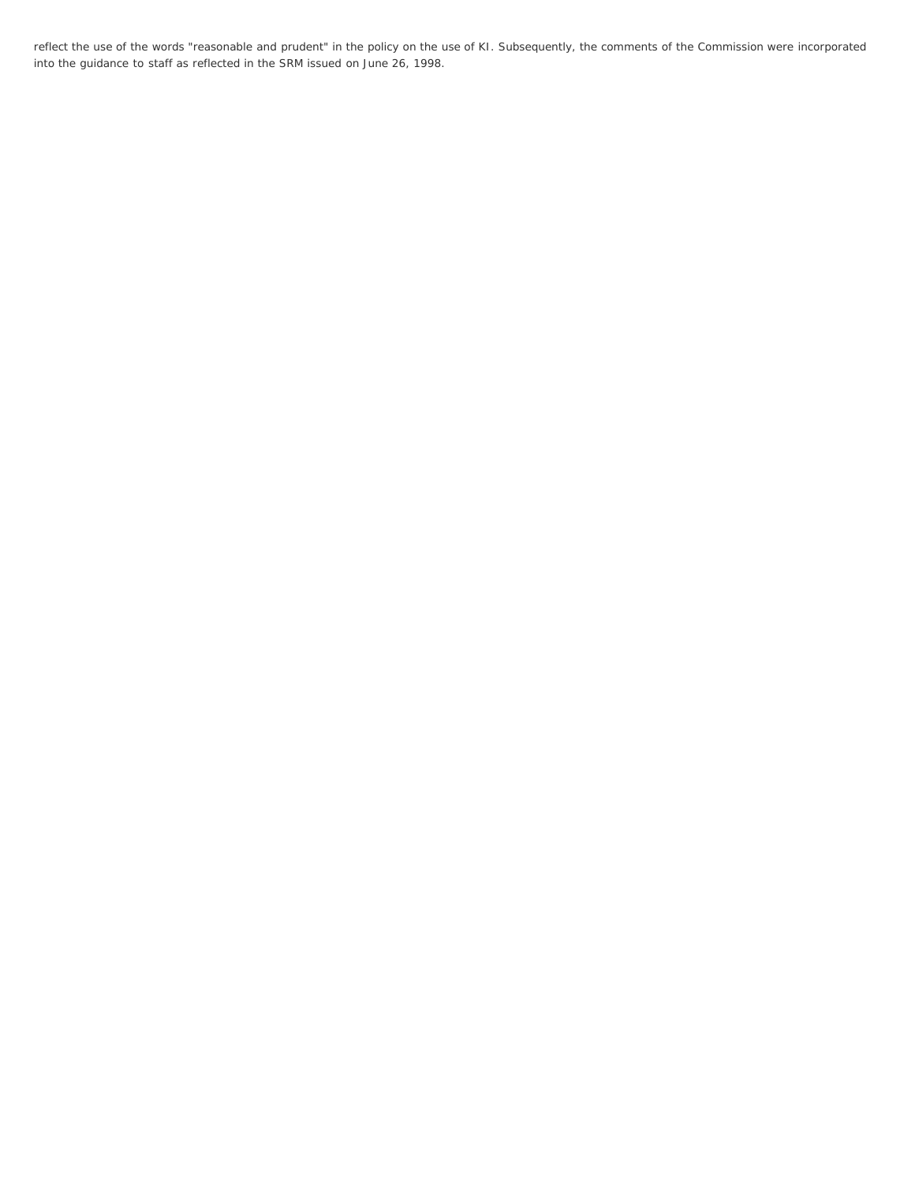reflect the use of the words "reasonable and prudent" in the policy on the use of KI. Subsequently, the comments of the Commission were incorporated into the guidance to staff as reflected in the SRM issued on June 26, 1998.